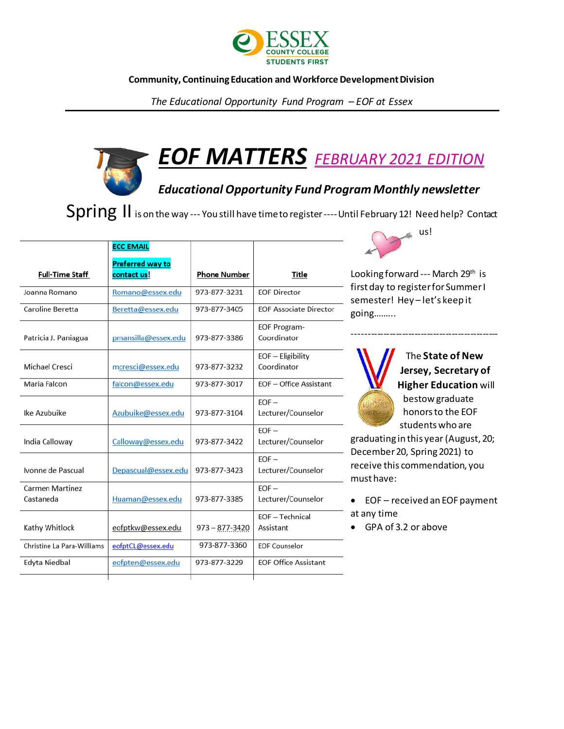**Community, Continuing Education and Workforce Development Division**

*The Educational Opportunity Fund Program – EOF at Essex*

# EOF MATTERS FEBRUARY 2021 EDITION

### *Educational Opportunity Fund Program Monthly newsletter*

Spring II is on the way --- You still have time to register ---- Until February 12! Need help? Contact us!

| Full-Time Staff | ECC EMAIL Preferred way to contact us! | Phone Number | Title |
|---|---|---|---|
| Joanna Romano | Romano@essex.edu | 973-877-3231 | EOF Director |
| Caroline Beretta | Beretta@essex.edu | 973-877-3405 | EOF Associate Director |
| Patricia J. Paniagua | pmansilla@essex.edu | 973-877-3386 | EOF Program-Coordinator |
| Michael Cresci | mcresci@essex.edu | 973-877-3232 | EOF – Eligibility Coordinator |
| Maria Falcon | falcon@essex.edu | 973-877-3017 | EOF – Office Assistant |
| Ike Azubuike | Azubuike@essex.edu | 973-877-3104 | EOF – Lecturer/Counselor |
| India Calloway | Calloway@essex.edu | 973-877-3422 | EOF – Lecturer/Counselor |
| Ivonne de Pascual | Depascual@essex.edu | 973-877-3423 | EOF – Lecturer/Counselor |
| Carmen Martinez Castaneda | Huaman@essex.edu | 973-877-3385 | EOF – Lecturer/Counselor |
| Kathy Whitlock | eofptkw@essex.edu | 973 – 877-3420 | EOF – Technical Assistant |
| Christine La Para-Williams | eofptCL@essex.edu | 973-877-3360 | EOF Counselor |
| Edyta Niedbal | eofpten@essex.edu | 973-877-3229 | EOF Office Assistant |

Looking forward --- March 29th is first day to register for Summer I semester! Hey – let's keep it going……..

---

The **State of New Jersey, Secretary of Higher Education** will bestow graduate honors to the EOF students who are graduating in this year (August, 20; December 20, Spring 2021) to receive this commendation, you must have:

- EOF – received an EOF payment at any time
- GPA of 3.2 or above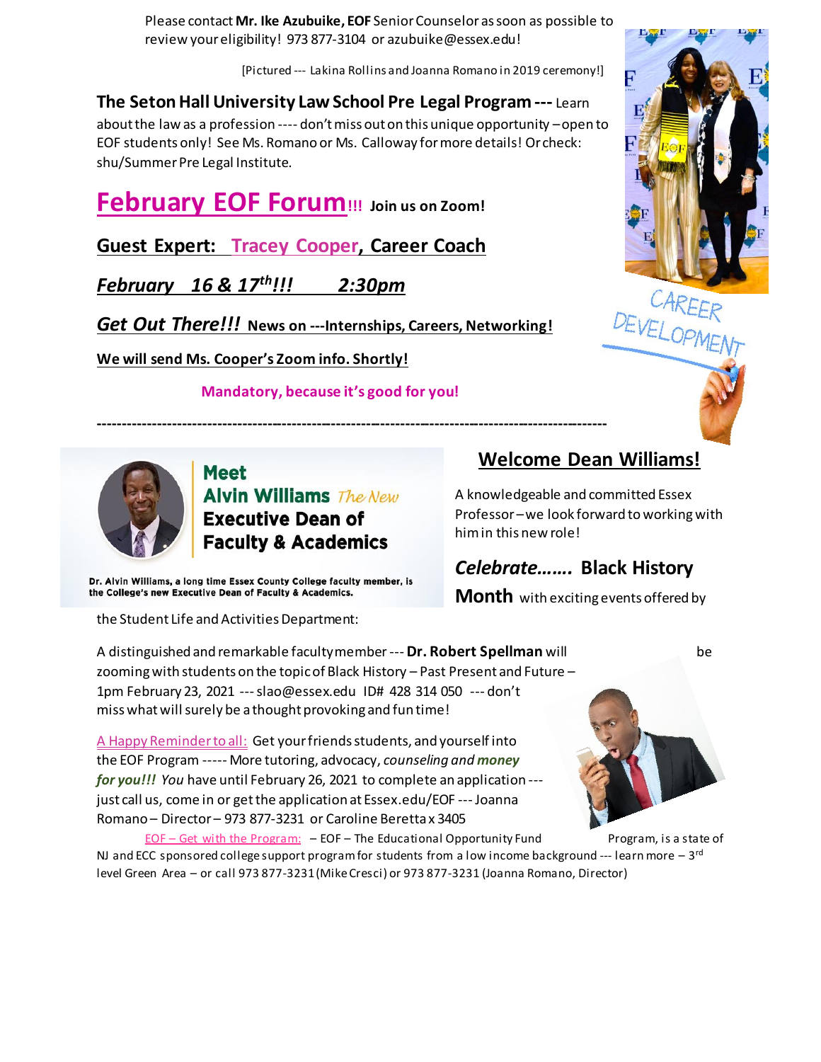Please contact **Mr. Ike Azubuike, EOF** Senior Counselor as soon as possible to review your eligibility! 973 877-3104 or azubuike@essex.edu!

[Pictured --- Lakina Rollins and Joanna Romano in 2019 ceremony!]

**The Seton Hall University Law School Pre Legal Program ---** Learn about the law as a profession ---- don't miss out on this unique opportunity – open to EOF students only! See Ms. Romano or Ms. Calloway for more details! Or check: shu/Summer Pre Legal Institute.

## February EOF Forum!!! Join us on Zoom!

**Guest Expert: Tracey Cooper, Career Coach**

***February 16 & 17th!!! 2:30pm***

***Get Out There!!!*** **News on ---Internships, Careers, Networking!**

**We will send Ms. Cooper's Zoom info. Shortly!**

**Mandatory, because it's good for you!**

CAREER DEVELOPMENT

---

**Meet Alvin Williams** *The New* **Executive Dean of Faculty & Academics**

**Dr. Alvin Williams, a long time Essex County College faculty member, is the College's new Executive Dean of Faculty & Academics.**

## Welcome Dean Williams!

A knowledgeable and committed Essex Professor – we look forward to working with him in this new role!

***Celebrate…….*** **Black History Month** with exciting events offered by the Student Life and Activities Department:

A distinguished and remarkable faculty member --- **Dr. Robert Spellman** will be zooming with students on the topic of Black History – Past Present and Future – 1pm February 23, 2021 --- slao@essex.edu ID# 428 314 050 --- don't miss what will surely be a thought provoking and fun time!

A Happy Reminder to all: Get your friends students, and yourself into the EOF Program ----- More tutoring, advocacy, *counseling and* ***money for you!!!*** *You* have until February 26, 2021 to complete an application --- just call us, come in or get the application at Essex.edu/EOF --- Joanna Romano – Director – 973 877-3231 or Caroline Beretta x 3405

EOF – Get with the Program: – EOF – The Educational Opportunity Fund Program, is a state of NJ and ECC sponsored college support program for students from a low income background --- learn more – 3rd level Green Area – or call 973 877-3231 (Mike Cresci) or 973 877-3231 (Joanna Romano, Director)